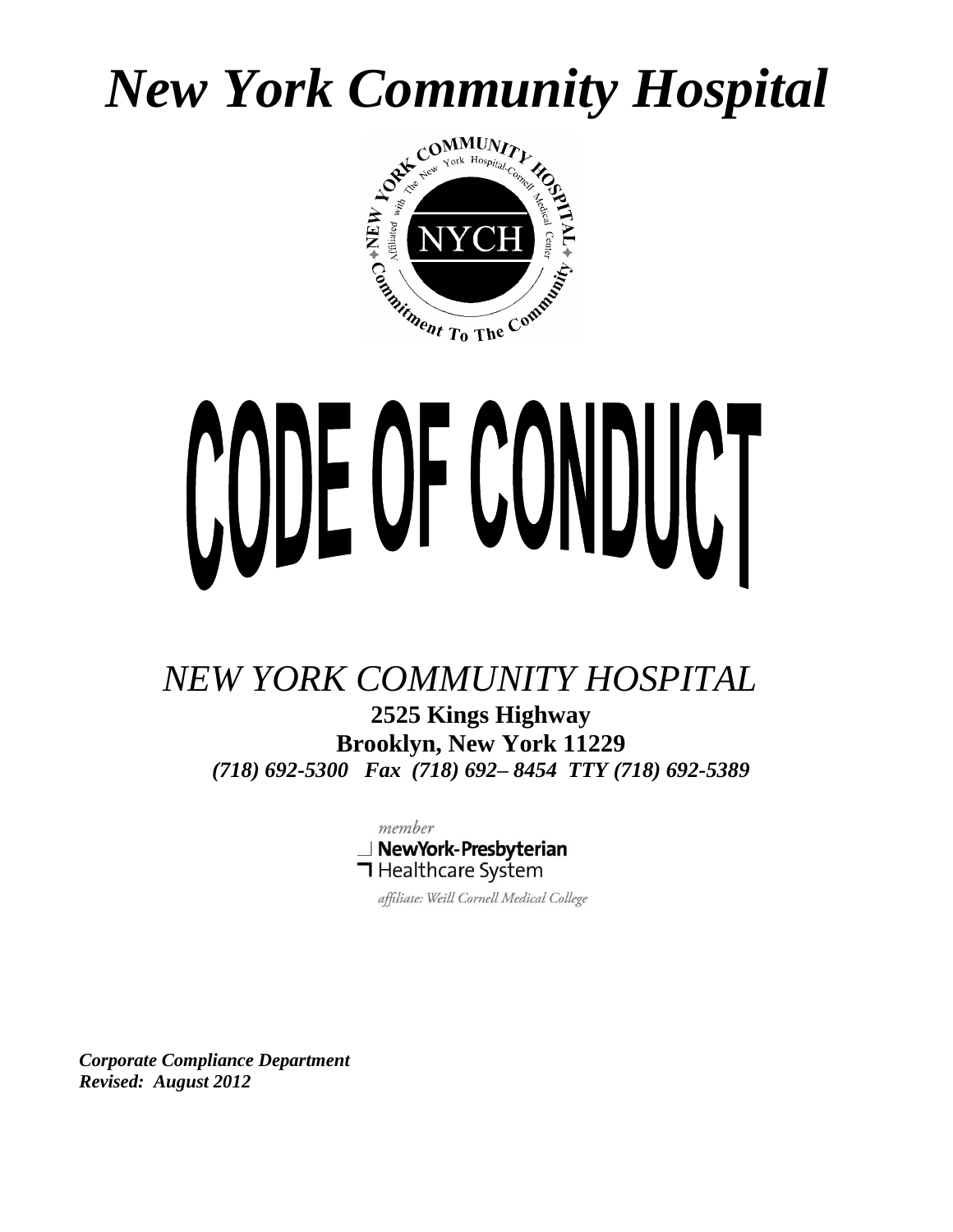# *New York Community Hospital*

# CODE OF CONDUCT

*NEW YORK COMMUNITY HOSPITAL*

**2525 Kings Highway**
**Brooklyn, New York 11229**
***(718) 692-5300 Fax (718) 692– 8454 TTY (718) 692-5389***

*member*
**NewYork-Presbyterian**
Healthcare System

*affiliate: Weill Cornell Medical College*

***Corporate Compliance Department***
***Revised: August 2012***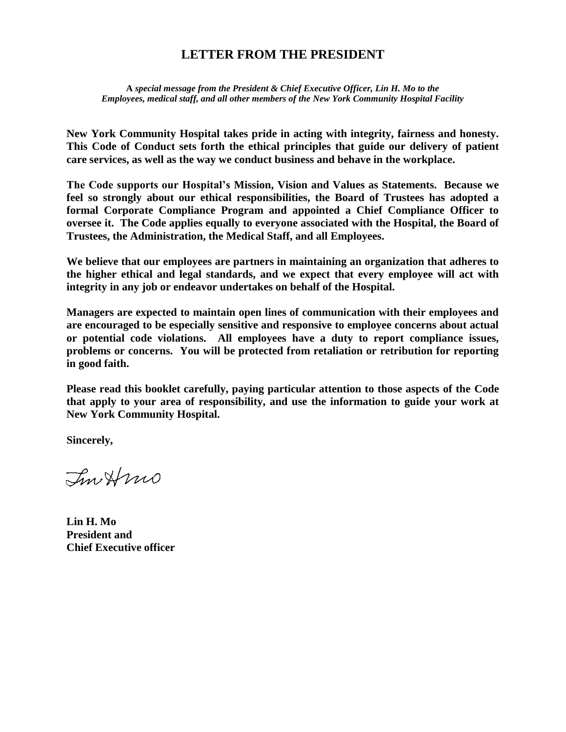# LETTER FROM THE PRESIDENT

**A** *special message from the President & Chief Executive Officer, Lin H. Mo to the Employees, medical staff, and all other members of the New York Community Hospital Facility*

**New York Community Hospital takes pride in acting with integrity, fairness and honesty. This Code of Conduct sets forth the ethical principles that guide our delivery of patient care services, as well as the way we conduct business and behave in the workplace.**

**The Code supports our Hospital's Mission, Vision and Values as Statements. Because we feel so strongly about our ethical responsibilities, the Board of Trustees has adopted a formal Corporate Compliance Program and appointed a Chief Compliance Officer to oversee it. The Code applies equally to everyone associated with the Hospital, the Board of Trustees, the Administration, the Medical Staff, and all Employees.**

**We believe that our employees are partners in maintaining an organization that adheres to the higher ethical and legal standards, and we expect that every employee will act with integrity in any job or endeavor undertakes on behalf of the Hospital.**

**Managers are expected to maintain open lines of communication with their employees and are encouraged to be especially sensitive and responsive to employee concerns about actual or potential code violations. All employees have a duty to report compliance issues, problems or concerns. You will be protected from retaliation or retribution for reporting in good faith.**

**Please read this booklet carefully, paying particular attention to those aspects of the Code that apply to your area of responsibility, and use the information to guide your work at New York Community Hospital.**

**Sincerely,**

**Lin H. Mo**
**President and**
**Chief Executive officer**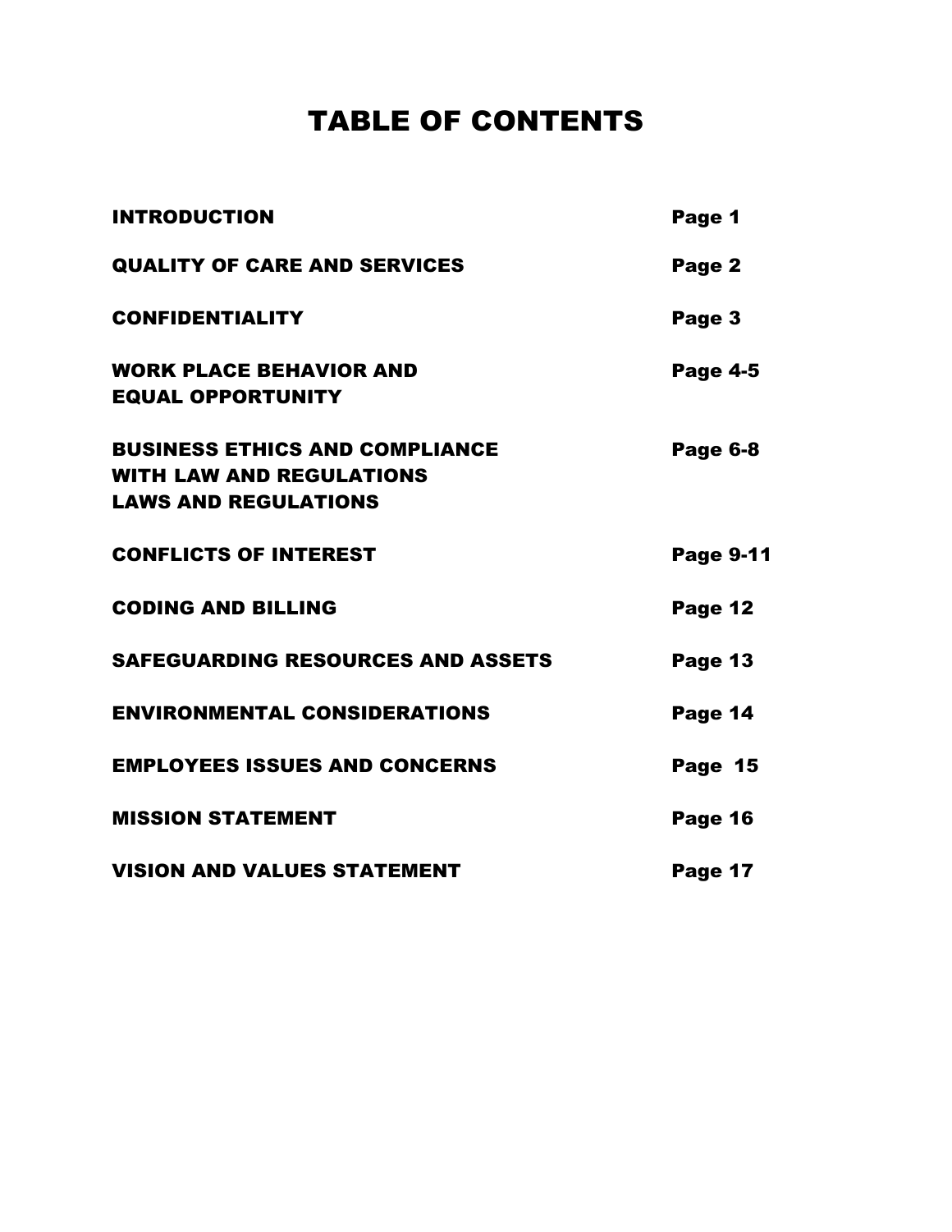# TABLE OF CONTENTS

| | |
|---|---|
| **INTRODUCTION** | **Page 1** |
| **QUALITY OF CARE AND SERVICES** | **Page 2** |
| **CONFIDENTIALITY** | **Page 3** |
| **WORK PLACE BEHAVIOR AND EQUAL OPPORTUNITY** | **Page 4-5** |
| **BUSINESS ETHICS AND COMPLIANCE WITH LAW AND REGULATIONS LAWS AND REGULATIONS** | **Page 6-8** |
| **CONFLICTS OF INTEREST** | **Page 9-11** |
| **CODING AND BILLING** | **Page 12** |
| **SAFEGUARDING RESOURCES AND ASSETS** | **Page 13** |
| **ENVIRONMENTAL CONSIDERATIONS** | **Page 14** |
| **EMPLOYEES ISSUES AND CONCERNS** | **Page 15** |
| **MISSION STATEMENT** | **Page 16** |
| **VISION AND VALUES STATEMENT** | **Page 17** |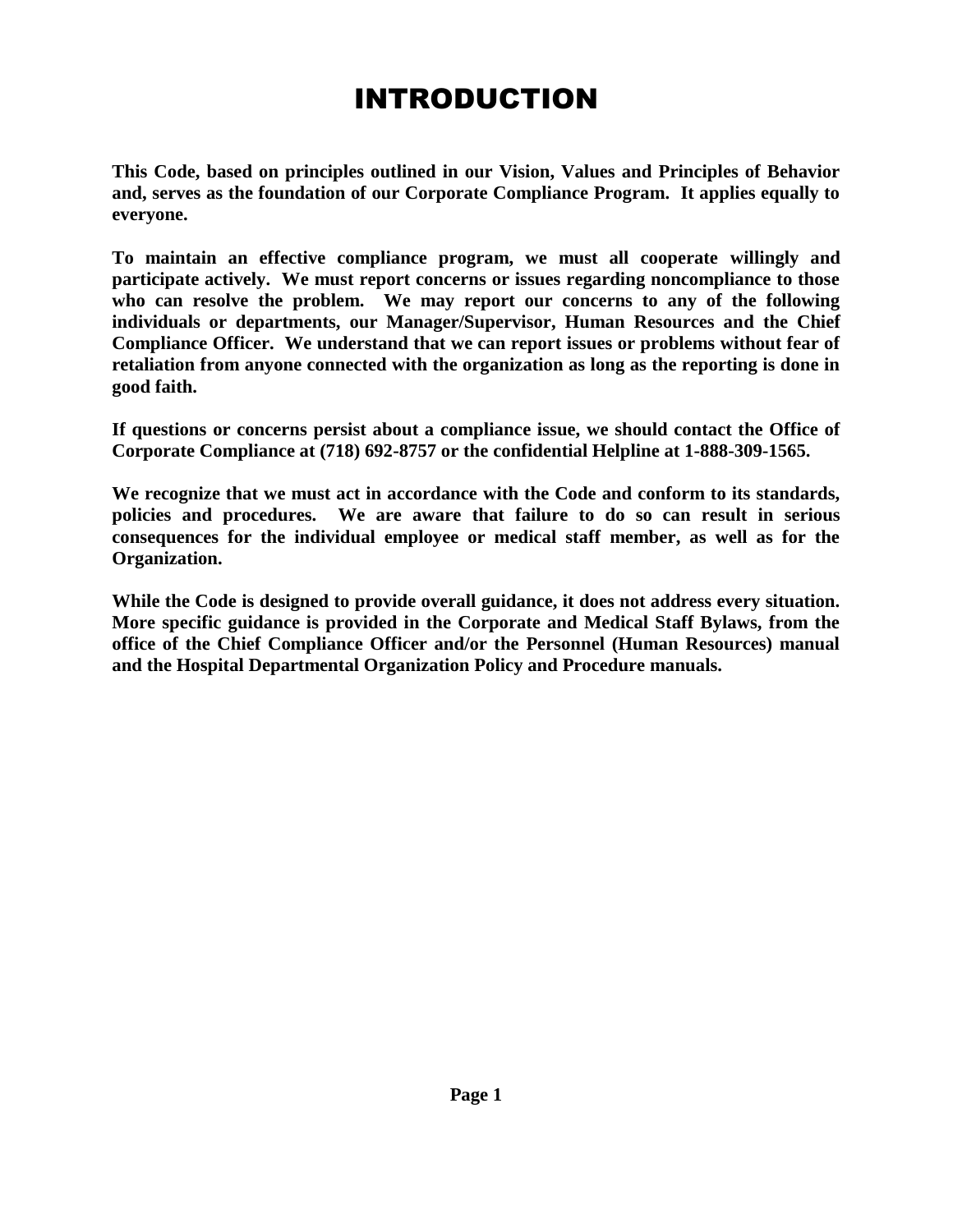# INTRODUCTION

**This Code, based on principles outlined in our Vision, Values and Principles of Behavior and, serves as the foundation of our Corporate Compliance Program. It applies equally to everyone.**

**To maintain an effective compliance program, we must all cooperate willingly and participate actively. We must report concerns or issues regarding noncompliance to those who can resolve the problem. We may report our concerns to any of the following individuals or departments, our Manager/Supervisor, Human Resources and the Chief Compliance Officer. We understand that we can report issues or problems without fear of retaliation from anyone connected with the organization as long as the reporting is done in good faith.**

**If questions or concerns persist about a compliance issue, we should contact the Office of Corporate Compliance at (718) 692-8757 or the confidential Helpline at 1-888-309-1565.**

**We recognize that we must act in accordance with the Code and conform to its standards, policies and procedures. We are aware that failure to do so can result in serious consequences for the individual employee or medical staff member, as well as for the Organization.**

**While the Code is designed to provide overall guidance, it does not address every situation. More specific guidance is provided in the Corporate and Medical Staff Bylaws, from the office of the Chief Compliance Officer and/or the Personnel (Human Resources) manual and the Hospital Departmental Organization Policy and Procedure manuals.**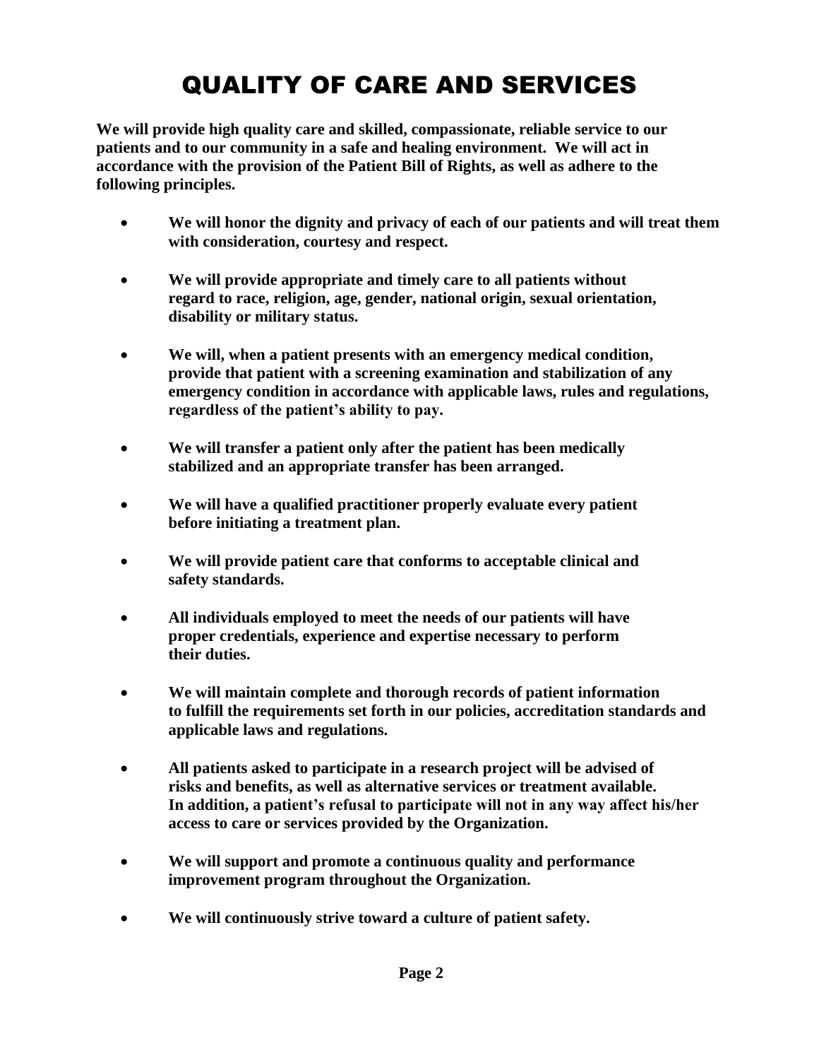# QUALITY OF CARE AND SERVICES

**We will provide high quality care and skilled, compassionate, reliable service to our patients and to our community in a safe and healing environment. We will act in accordance with the provision of the Patient Bill of Rights, as well as adhere to the following principles.**

- **We will honor the dignity and privacy of each of our patients and will treat them with consideration, courtesy and respect.**
- **We will provide appropriate and timely care to all patients without regard to race, religion, age, gender, national origin, sexual orientation, disability or military status.**
- **We will, when a patient presents with an emergency medical condition, provide that patient with a screening examination and stabilization of any emergency condition in accordance with applicable laws, rules and regulations, regardless of the patient's ability to pay.**
- **We will transfer a patient only after the patient has been medically stabilized and an appropriate transfer has been arranged.**
- **We will have a qualified practitioner properly evaluate every patient before initiating a treatment plan.**
- **We will provide patient care that conforms to acceptable clinical and safety standards.**
- **All individuals employed to meet the needs of our patients will have proper credentials, experience and expertise necessary to perform their duties.**
- **We will maintain complete and thorough records of patient information to fulfill the requirements set forth in our policies, accreditation standards and applicable laws and regulations.**
- **All patients asked to participate in a research project will be advised of risks and benefits, as well as alternative services or treatment available. In addition, a patient's refusal to participate will not in any way affect his/her access to care or services provided by the Organization.**
- **We will support and promote a continuous quality and performance improvement program throughout the Organization.**
- **We will continuously strive toward a culture of patient safety.**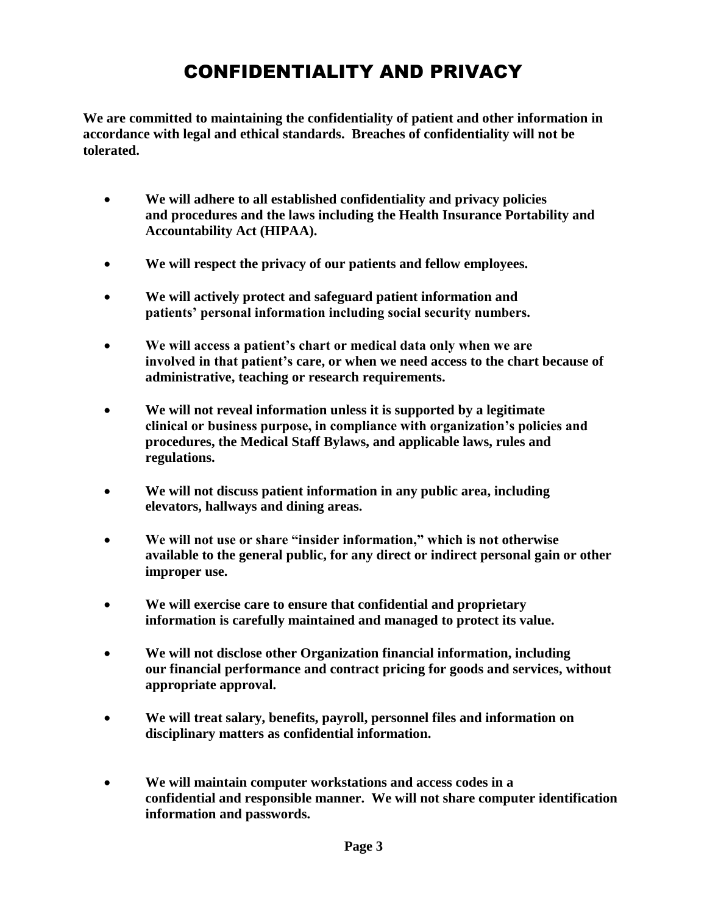# CONFIDENTIALITY AND PRIVACY

**We are committed to maintaining the confidentiality of patient and other information in accordance with legal and ethical standards. Breaches of confidentiality will not be tolerated.**

- **We will adhere to all established confidentiality and privacy policies and procedures and the laws including the Health Insurance Portability and Accountability Act (HIPAA).**

- **We will respect the privacy of our patients and fellow employees.**

- **We will actively protect and safeguard patient information and patients' personal information including social security numbers.**

- **We will access a patient's chart or medical data only when we are involved in that patient's care, or when we need access to the chart because of administrative, teaching or research requirements.**

- **We will not reveal information unless it is supported by a legitimate clinical or business purpose, in compliance with organization's policies and procedures, the Medical Staff Bylaws, and applicable laws, rules and regulations.**

- **We will not discuss patient information in any public area, including elevators, hallways and dining areas.**

- **We will not use or share "insider information," which is not otherwise available to the general public, for any direct or indirect personal gain or other improper use.**

- **We will exercise care to ensure that confidential and proprietary information is carefully maintained and managed to protect its value.**

- **We will not disclose other Organization financial information, including our financial performance and contract pricing for goods and services, without appropriate approval.**

- **We will treat salary, benefits, payroll, personnel files and information on disciplinary matters as confidential information.**

- **We will maintain computer workstations and access codes in a confidential and responsible manner. We will not share computer identification information and passwords.**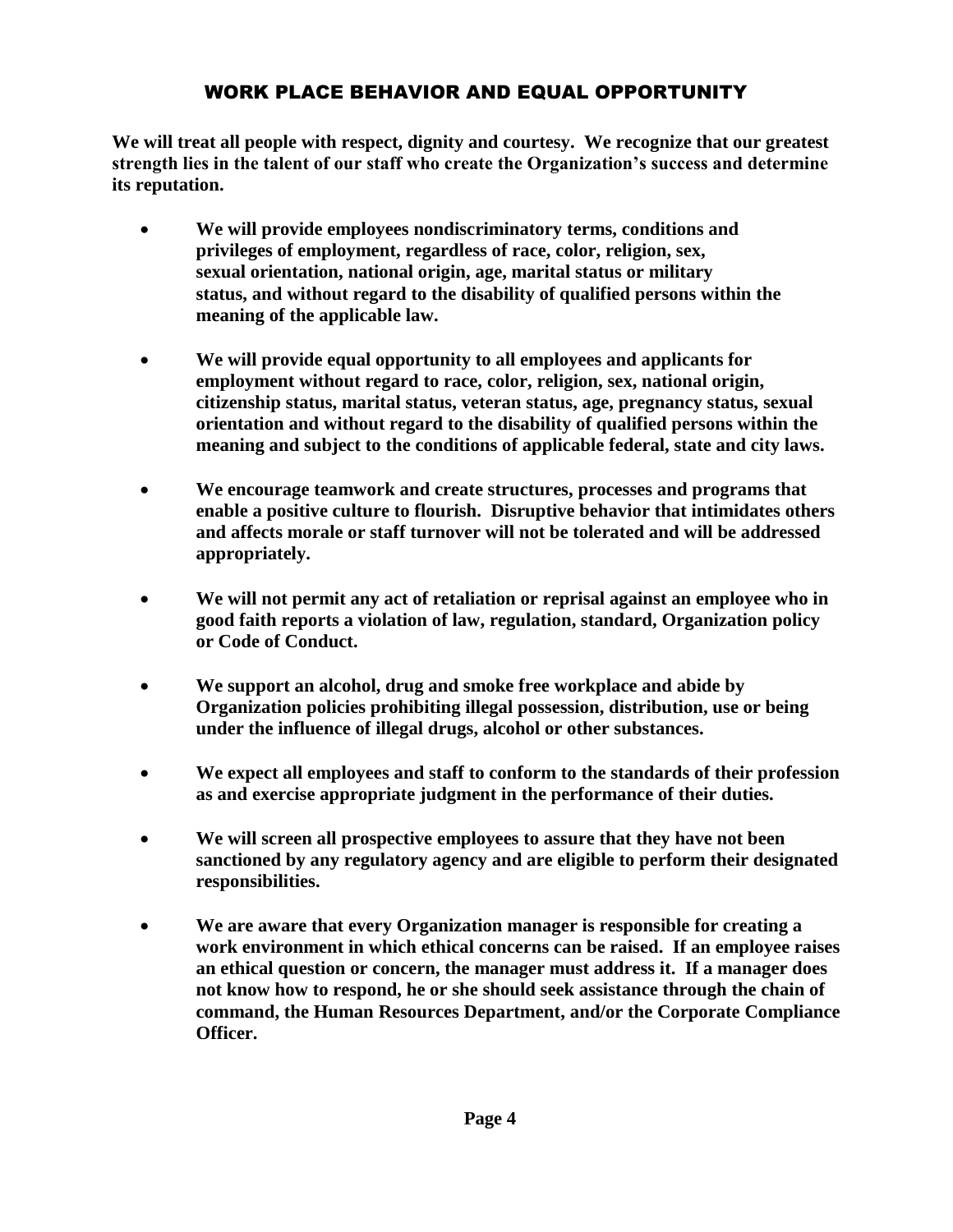## WORK PLACE BEHAVIOR AND EQUAL OPPORTUNITY

**We will treat all people with respect, dignity and courtesy. We recognize that our greatest strength lies in the talent of our staff who create the Organization's success and determine its reputation.**

- **We will provide employees nondiscriminatory terms, conditions and privileges of employment, regardless of race, color, religion, sex, sexual orientation, national origin, age, marital status or military status, and without regard to the disability of qualified persons within the meaning of the applicable law.**

- **We will provide equal opportunity to all employees and applicants for employment without regard to race, color, religion, sex, national origin, citizenship status, marital status, veteran status, age, pregnancy status, sexual orientation and without regard to the disability of qualified persons within the meaning and subject to the conditions of applicable federal, state and city laws.**

- **We encourage teamwork and create structures, processes and programs that enable a positive culture to flourish. Disruptive behavior that intimidates others and affects morale or staff turnover will not be tolerated and will be addressed appropriately.**

- **We will not permit any act of retaliation or reprisal against an employee who in good faith reports a violation of law, regulation, standard, Organization policy or Code of Conduct.**

- **We support an alcohol, drug and smoke free workplace and abide by Organization policies prohibiting illegal possession, distribution, use or being under the influence of illegal drugs, alcohol or other substances.**

- **We expect all employees and staff to conform to the standards of their profession as and exercise appropriate judgment in the performance of their duties.**

- **We will screen all prospective employees to assure that they have not been sanctioned by any regulatory agency and are eligible to perform their designated responsibilities.**

- **We are aware that every Organization manager is responsible for creating a work environment in which ethical concerns can be raised. If an employee raises an ethical question or concern, the manager must address it. If a manager does not know how to respond, he or she should seek assistance through the chain of command, the Human Resources Department, and/or the Corporate Compliance Officer.**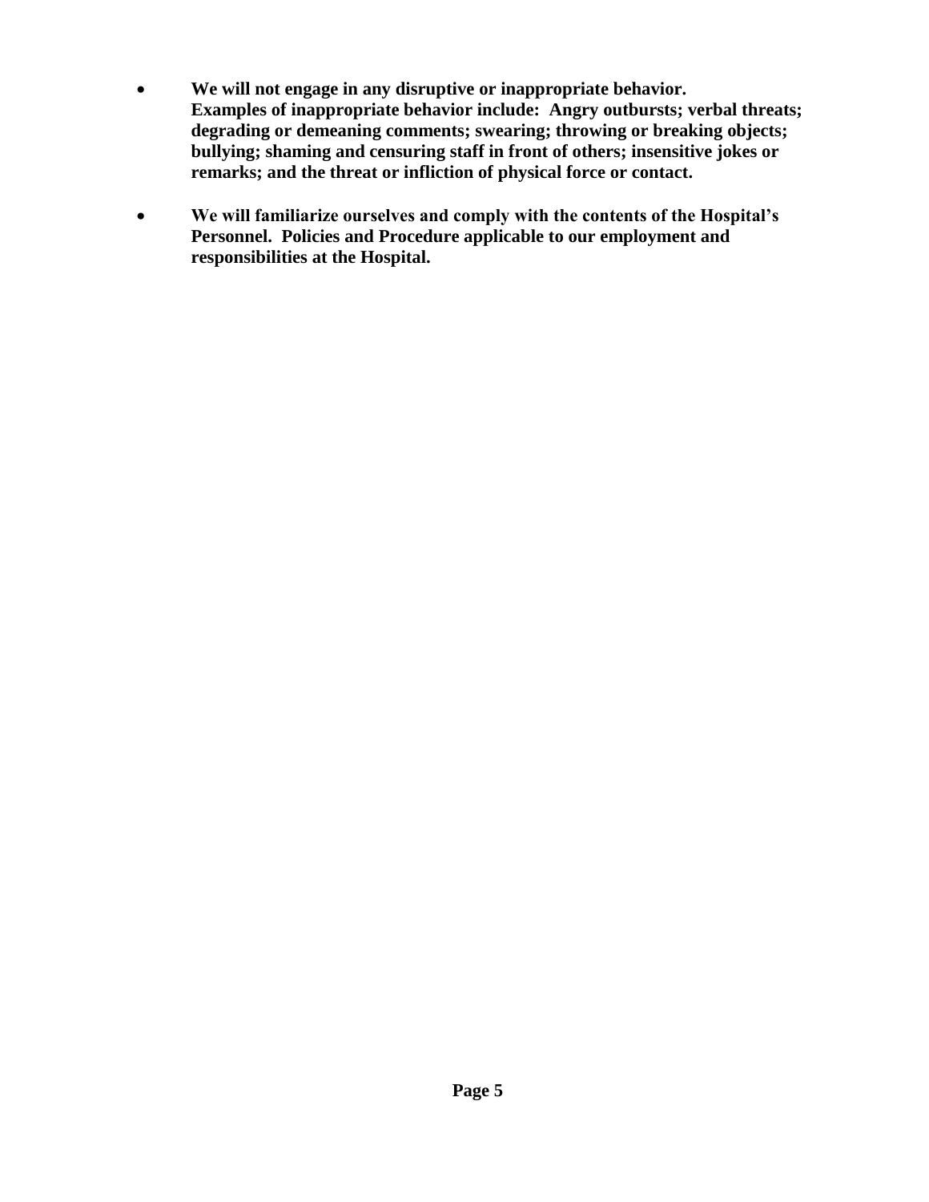- **We will not engage in any disruptive or inappropriate behavior. Examples of inappropriate behavior include: Angry outbursts; verbal threats; degrading or demeaning comments; swearing; throwing or breaking objects; bullying; shaming and censuring staff in front of others; insensitive jokes or remarks; and the threat or infliction of physical force or contact.**

- **We will familiarize ourselves and comply with the contents of the Hospital's Personnel. Policies and Procedure applicable to our employment and responsibilities at the Hospital.**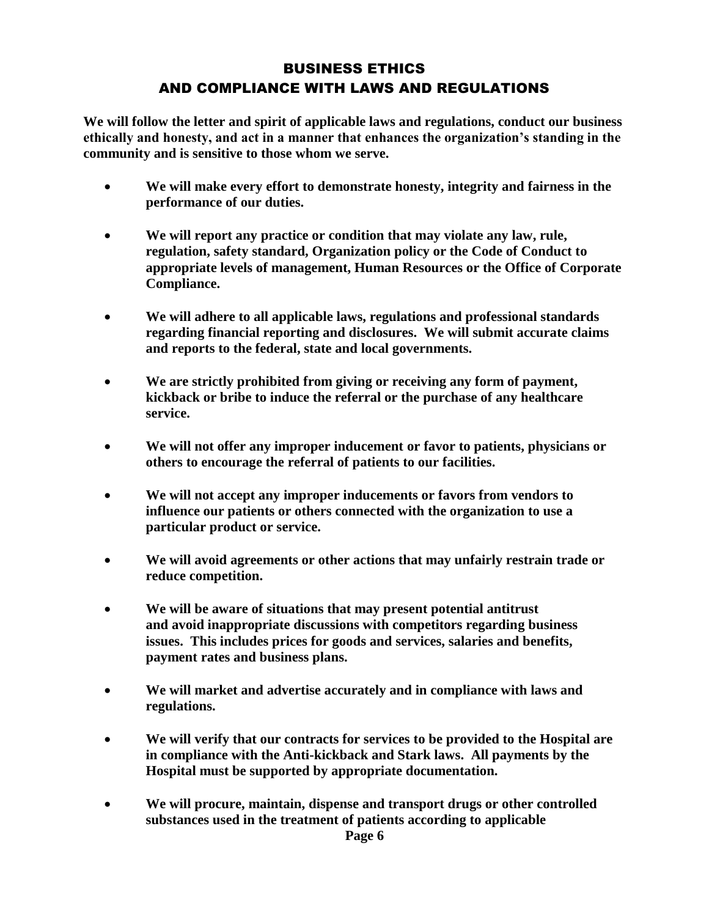## BUSINESS ETHICS AND COMPLIANCE WITH LAWS AND REGULATIONS

**We will follow the letter and spirit of applicable laws and regulations, conduct our business ethically and honesty, and act in a manner that enhances the organization's standing in the community and is sensitive to those whom we serve.**

- **We will make every effort to demonstrate honesty, integrity and fairness in the performance of our duties.**
- **We will report any practice or condition that may violate any law, rule, regulation, safety standard, Organization policy or the Code of Conduct to appropriate levels of management, Human Resources or the Office of Corporate Compliance.**
- **We will adhere to all applicable laws, regulations and professional standards regarding financial reporting and disclosures. We will submit accurate claims and reports to the federal, state and local governments.**
- **We are strictly prohibited from giving or receiving any form of payment, kickback or bribe to induce the referral or the purchase of any healthcare service.**
- **We will not offer any improper inducement or favor to patients, physicians or others to encourage the referral of patients to our facilities.**
- **We will not accept any improper inducements or favors from vendors to influence our patients or others connected with the organization to use a particular product or service.**
- **We will avoid agreements or other actions that may unfairly restrain trade or reduce competition.**
- **We will be aware of situations that may present potential antitrust and avoid inappropriate discussions with competitors regarding business issues. This includes prices for goods and services, salaries and benefits, payment rates and business plans.**
- **We will market and advertise accurately and in compliance with laws and regulations.**
- **We will verify that our contracts for services to be provided to the Hospital are in compliance with the Anti-kickback and Stark laws. All payments by the Hospital must be supported by appropriate documentation.**
- **We will procure, maintain, dispense and transport drugs or other controlled substances used in the treatment of patients according to applicable**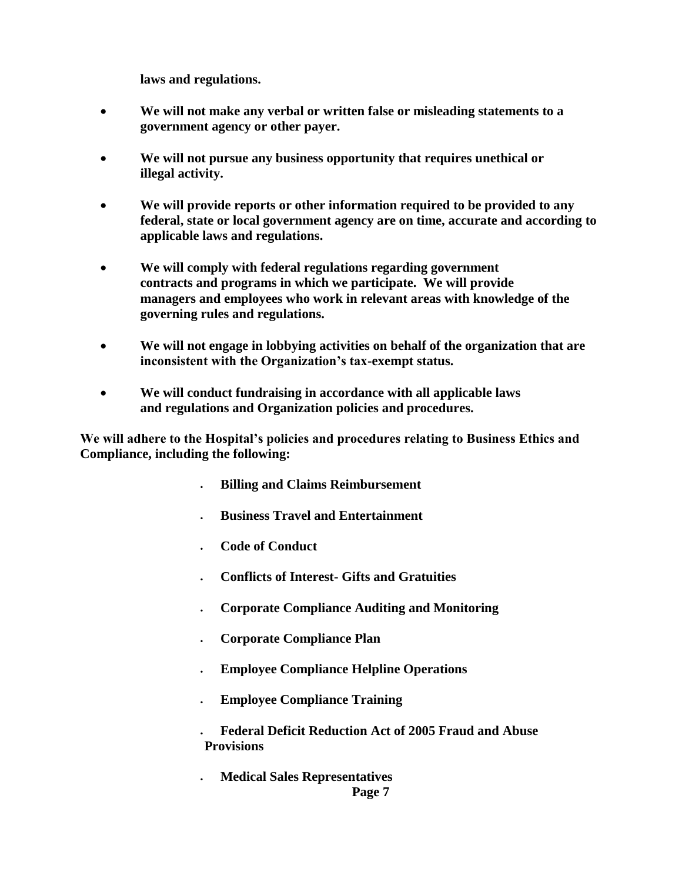**laws and regulations.**

- **We will not make any verbal or written false or misleading statements to a government agency or other payer.**

- **We will not pursue any business opportunity that requires unethical or illegal activity.**

- **We will provide reports or other information required to be provided to any federal, state or local government agency are on time, accurate and according to applicable laws and regulations.**

- **We will comply with federal regulations regarding government contracts and programs in which we participate. We will provide managers and employees who work in relevant areas with knowledge of the governing rules and regulations.**

- **We will not engage in lobbying activities on behalf of the organization that are inconsistent with the Organization's tax-exempt status.**

- **We will conduct fundraising in accordance with all applicable laws and regulations and Organization policies and procedures.**

**We will adhere to the Hospital's policies and procedures relating to Business Ethics and Compliance, including the following:**

- **Billing and Claims Reimbursement**
- **Business Travel and Entertainment**
- **Code of Conduct**
- **Conflicts of Interest- Gifts and Gratuities**
- **Corporate Compliance Auditing and Monitoring**
- **Corporate Compliance Plan**
- **Employee Compliance Helpline Operations**
- **Employee Compliance Training**
- **Federal Deficit Reduction Act of 2005 Fraud and Abuse Provisions**
- **Medical Sales Representatives**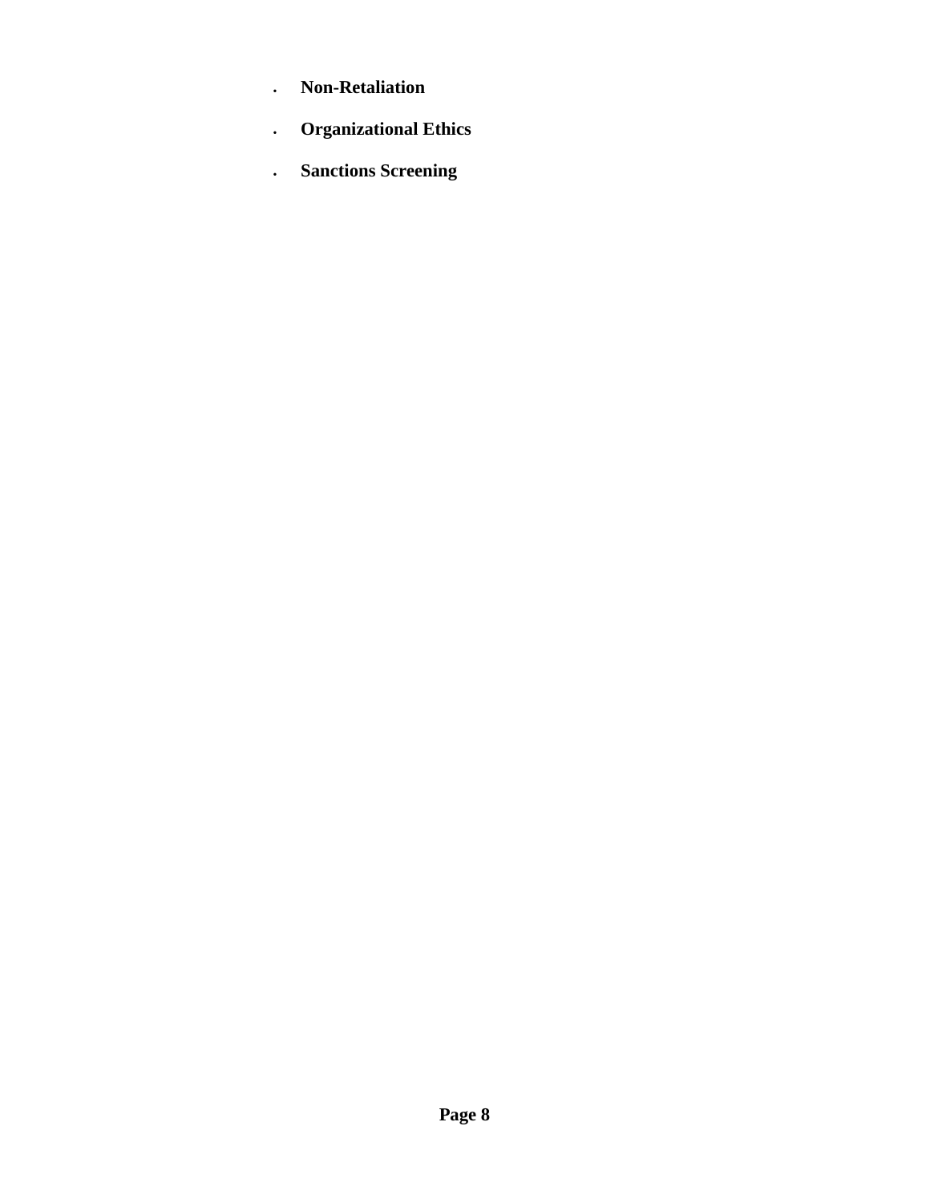- **Non-Retaliation**
- **Organizational Ethics**
- **Sanctions Screening**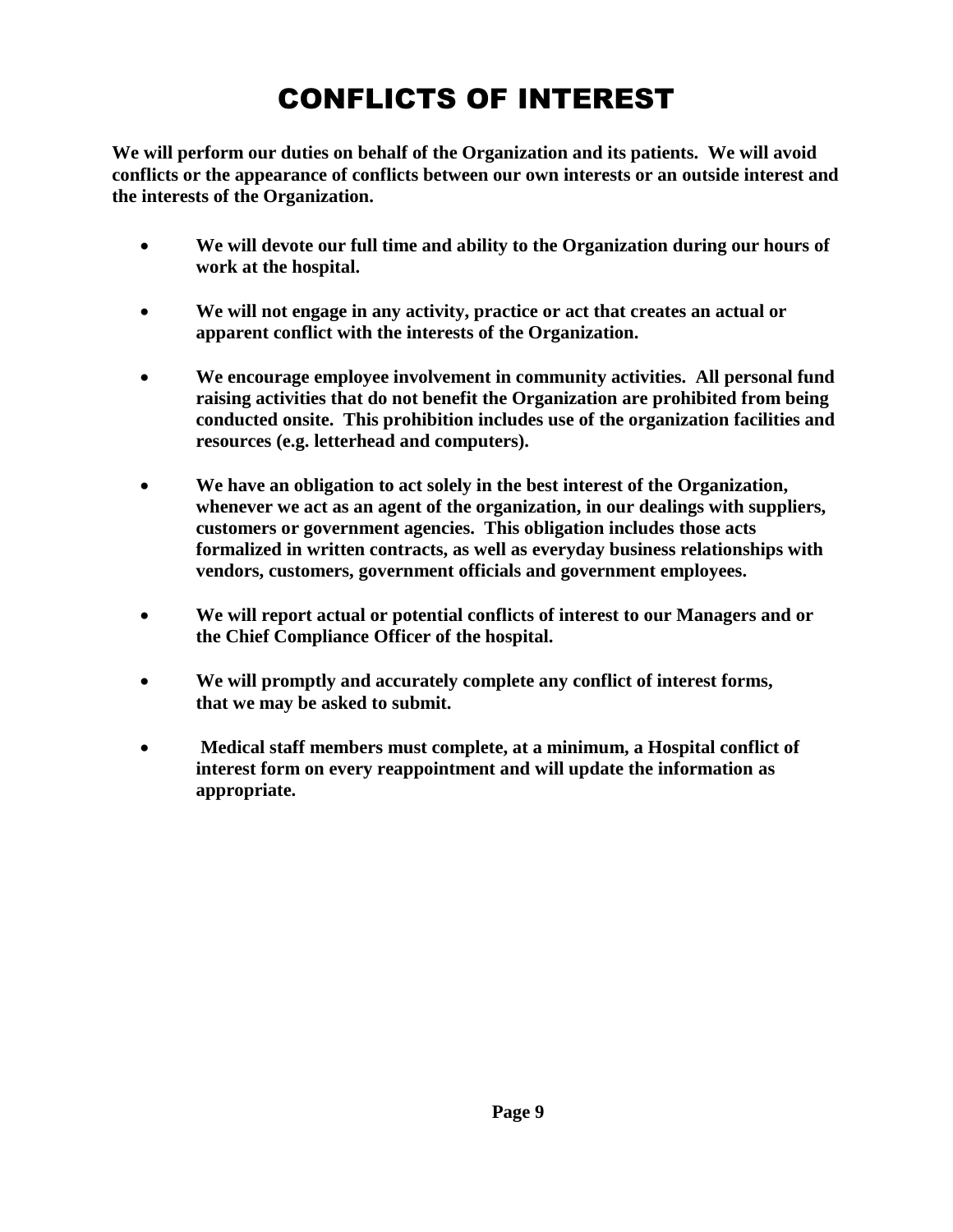# CONFLICTS OF INTEREST

**We will perform our duties on behalf of the Organization and its patients. We will avoid conflicts or the appearance of conflicts between our own interests or an outside interest and the interests of the Organization.**

- **We will devote our full time and ability to the Organization during our hours of work at the hospital.**
- **We will not engage in any activity, practice or act that creates an actual or apparent conflict with the interests of the Organization.**
- **We encourage employee involvement in community activities. All personal fund raising activities that do not benefit the Organization are prohibited from being conducted onsite. This prohibition includes use of the organization facilities and resources (e.g. letterhead and computers).**
- **We have an obligation to act solely in the best interest of the Organization, whenever we act as an agent of the organization, in our dealings with suppliers, customers or government agencies. This obligation includes those acts formalized in written contracts, as well as everyday business relationships with vendors, customers, government officials and government employees.**
- **We will report actual or potential conflicts of interest to our Managers and or the Chief Compliance Officer of the hospital.**
- **We will promptly and accurately complete any conflict of interest forms, that we may be asked to submit.**
- **Medical staff members must complete, at a minimum, a Hospital conflict of interest form on every reappointment and will update the information as appropriate.**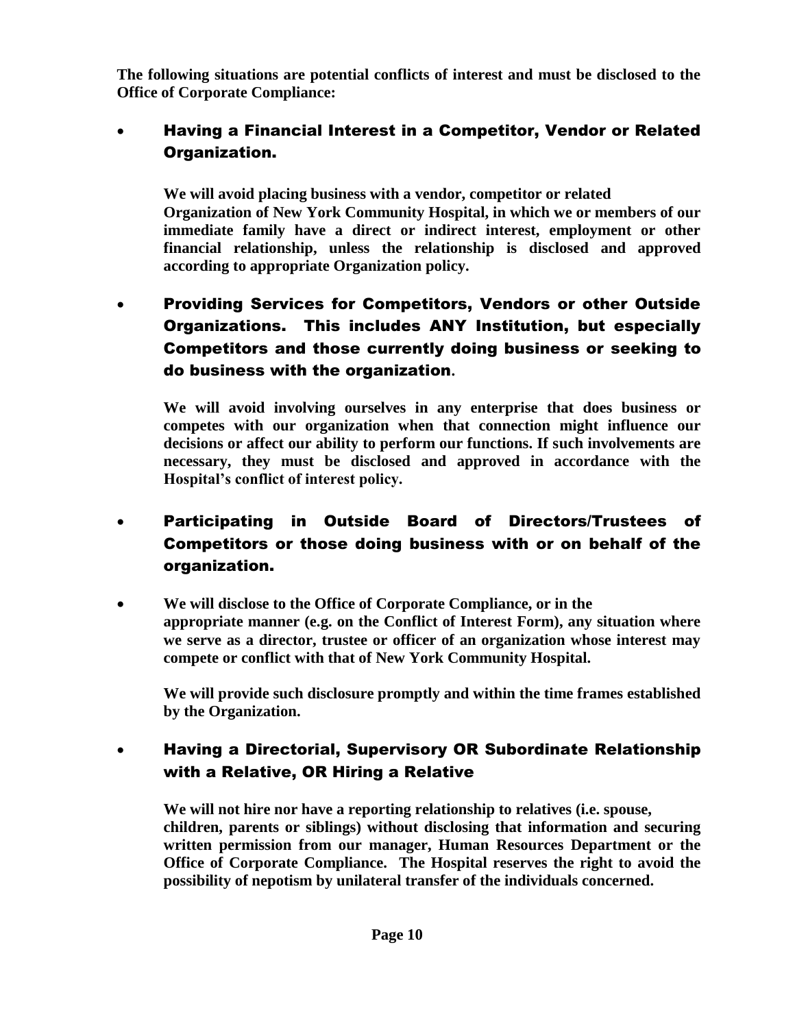**The following situations are potential conflicts of interest and must be disclosed to the Office of Corporate Compliance:**

- **Having a Financial Interest in a Competitor, Vendor or Related Organization.**

  **We will avoid placing business with a vendor, competitor or related Organization of New York Community Hospital, in which we or members of our immediate family have a direct or indirect interest, employment or other financial relationship, unless the relationship is disclosed and approved according to appropriate Organization policy.**

- **Providing Services for Competitors, Vendors or other Outside Organizations. This includes ANY Institution, but especially Competitors and those currently doing business or seeking to do business with the organization.**

  **We will avoid involving ourselves in any enterprise that does business or competes with our organization when that connection might influence our decisions or affect our ability to perform our functions. If such involvements are necessary, they must be disclosed and approved in accordance with the Hospital's conflict of interest policy.**

- **Participating in Outside Board of Directors/Trustees of Competitors or those doing business with or on behalf of the organization.**

- **We will disclose to the Office of Corporate Compliance, or in the appropriate manner (e.g. on the Conflict of Interest Form), any situation where we serve as a director, trustee or officer of an organization whose interest may compete or conflict with that of New York Community Hospital.**

  **We will provide such disclosure promptly and within the time frames established by the Organization.**

- **Having a Directorial, Supervisory OR Subordinate Relationship with a Relative, OR Hiring a Relative**

  **We will not hire nor have a reporting relationship to relatives (i.e. spouse, children, parents or siblings) without disclosing that information and securing written permission from our manager, Human Resources Department or the Office of Corporate Compliance. The Hospital reserves the right to avoid the possibility of nepotism by unilateral transfer of the individuals concerned.**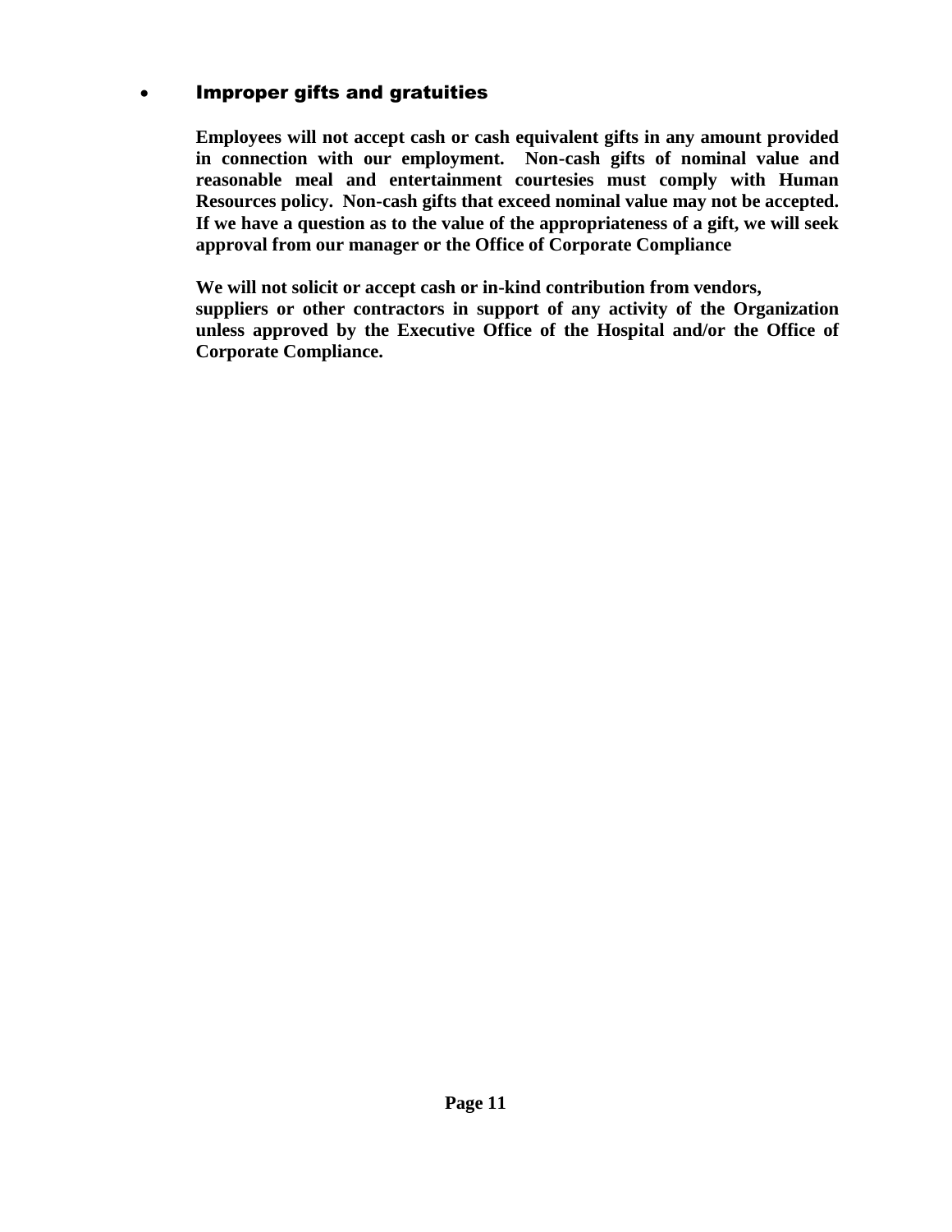- **Improper gifts and gratuities**

  **Employees will not accept cash or cash equivalent gifts in any amount provided in connection with our employment. Non-cash gifts of nominal value and reasonable meal and entertainment courtesies must comply with Human Resources policy. Non-cash gifts that exceed nominal value may not be accepted. If we have a question as to the value of the appropriateness of a gift, we will seek approval from our manager or the Office of Corporate Compliance**

  **We will not solicit or accept cash or in-kind contribution from vendors, suppliers or other contractors in support of any activity of the Organization unless approved by the Executive Office of the Hospital and/or the Office of Corporate Compliance.**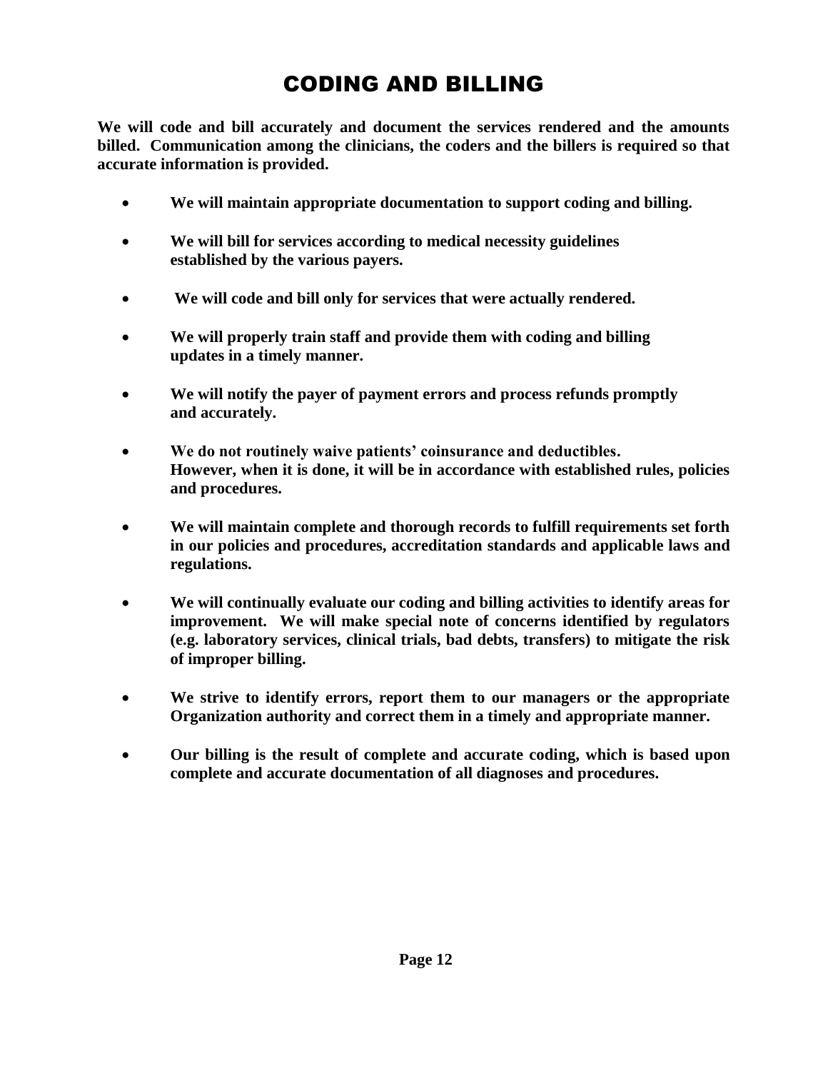# CODING AND BILLING

**We will code and bill accurately and document the services rendered and the amounts billed. Communication among the clinicians, the coders and the billers is required so that accurate information is provided.**

- **We will maintain appropriate documentation to support coding and billing.**
- **We will bill for services according to medical necessity guidelines established by the various payers.**
- **We will code and bill only for services that were actually rendered.**
- **We will properly train staff and provide them with coding and billing updates in a timely manner.**
- **We will notify the payer of payment errors and process refunds promptly and accurately.**
- **We do not routinely waive patients' coinsurance and deductibles. However, when it is done, it will be in accordance with established rules, policies and procedures.**
- **We will maintain complete and thorough records to fulfill requirements set forth in our policies and procedures, accreditation standards and applicable laws and regulations.**
- **We will continually evaluate our coding and billing activities to identify areas for improvement. We will make special note of concerns identified by regulators (e.g. laboratory services, clinical trials, bad debts, transfers) to mitigate the risk of improper billing.**
- **We strive to identify errors, report them to our managers or the appropriate Organization authority and correct them in a timely and appropriate manner.**
- **Our billing is the result of complete and accurate coding, which is based upon complete and accurate documentation of all diagnoses and procedures.**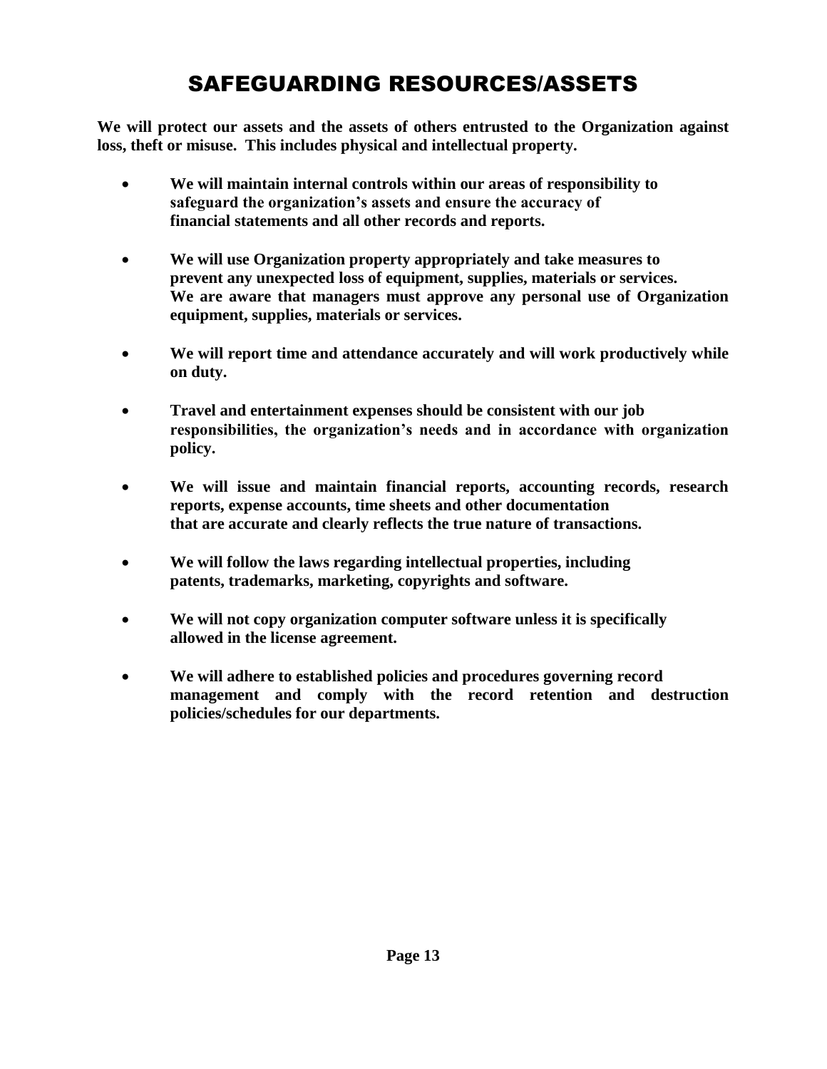# SAFEGUARDING RESOURCES/ASSETS

**We will protect our assets and the assets of others entrusted to the Organization against loss, theft or misuse. This includes physical and intellectual property.**

- **We will maintain internal controls within our areas of responsibility to safeguard the organization's assets and ensure the accuracy of financial statements and all other records and reports.**
- **We will use Organization property appropriately and take measures to prevent any unexpected loss of equipment, supplies, materials or services. We are aware that managers must approve any personal use of Organization equipment, supplies, materials or services.**
- **We will report time and attendance accurately and will work productively while on duty.**
- **Travel and entertainment expenses should be consistent with our job responsibilities, the organization's needs and in accordance with organization policy.**
- **We will issue and maintain financial reports, accounting records, research reports, expense accounts, time sheets and other documentation that are accurate and clearly reflects the true nature of transactions.**
- **We will follow the laws regarding intellectual properties, including patents, trademarks, marketing, copyrights and software.**
- **We will not copy organization computer software unless it is specifically allowed in the license agreement.**
- **We will adhere to established policies and procedures governing record management and comply with the record retention and destruction policies/schedules for our departments.**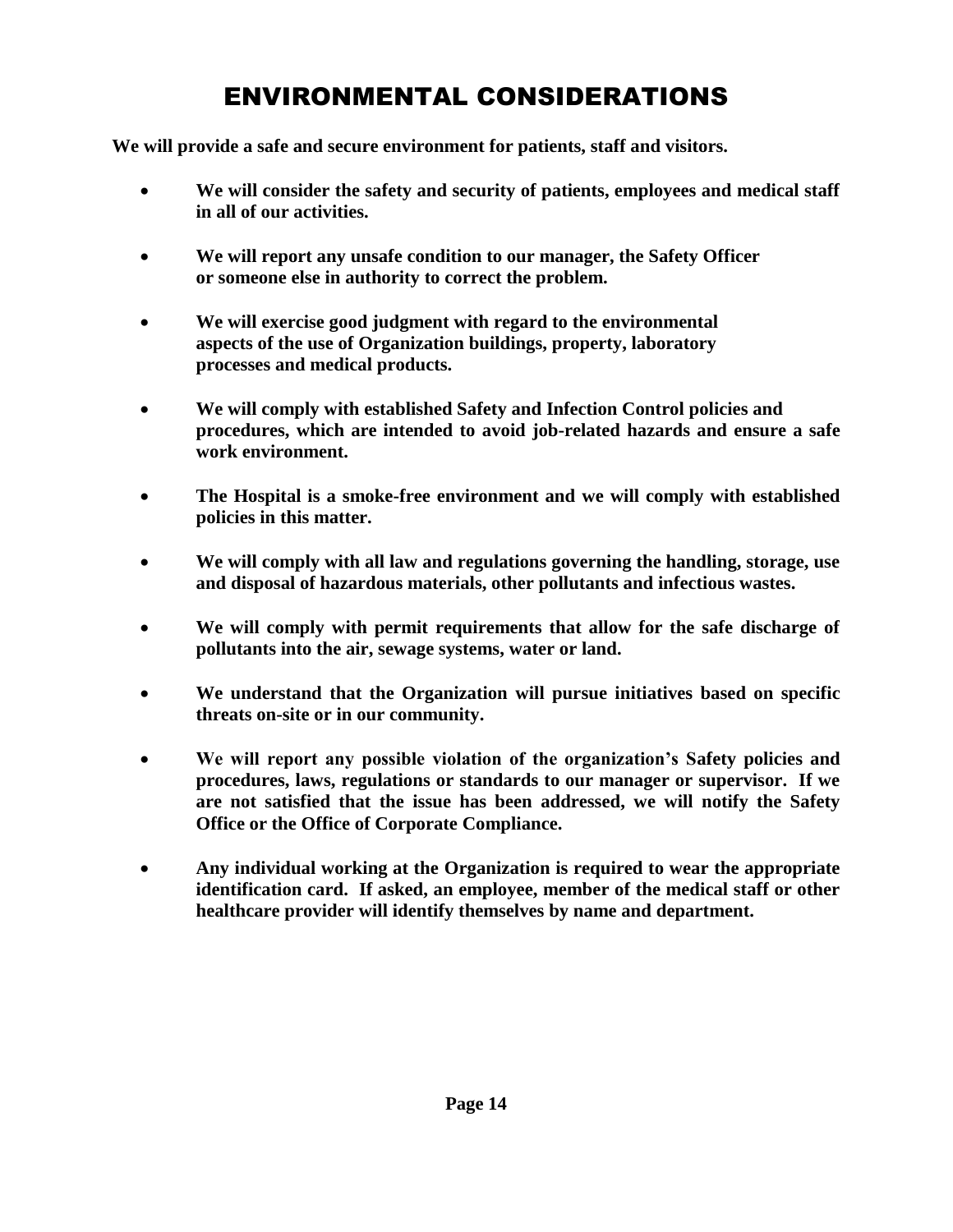# ENVIRONMENTAL CONSIDERATIONS

**We will provide a safe and secure environment for patients, staff and visitors.**

- **We will consider the safety and security of patients, employees and medical staff in all of our activities.**
- **We will report any unsafe condition to our manager, the Safety Officer or someone else in authority to correct the problem.**
- **We will exercise good judgment with regard to the environmental aspects of the use of Organization buildings, property, laboratory processes and medical products.**
- **We will comply with established Safety and Infection Control policies and procedures, which are intended to avoid job-related hazards and ensure a safe work environment.**
- **The Hospital is a smoke-free environment and we will comply with established policies in this matter.**
- **We will comply with all law and regulations governing the handling, storage, use and disposal of hazardous materials, other pollutants and infectious wastes.**
- **We will comply with permit requirements that allow for the safe discharge of pollutants into the air, sewage systems, water or land.**
- **We understand that the Organization will pursue initiatives based on specific threats on-site or in our community.**
- **We will report any possible violation of the organization's Safety policies and procedures, laws, regulations or standards to our manager or supervisor. If we are not satisfied that the issue has been addressed, we will notify the Safety Office or the Office of Corporate Compliance.**
- **Any individual working at the Organization is required to wear the appropriate identification card. If asked, an employee, member of the medical staff or other healthcare provider will identify themselves by name and department.**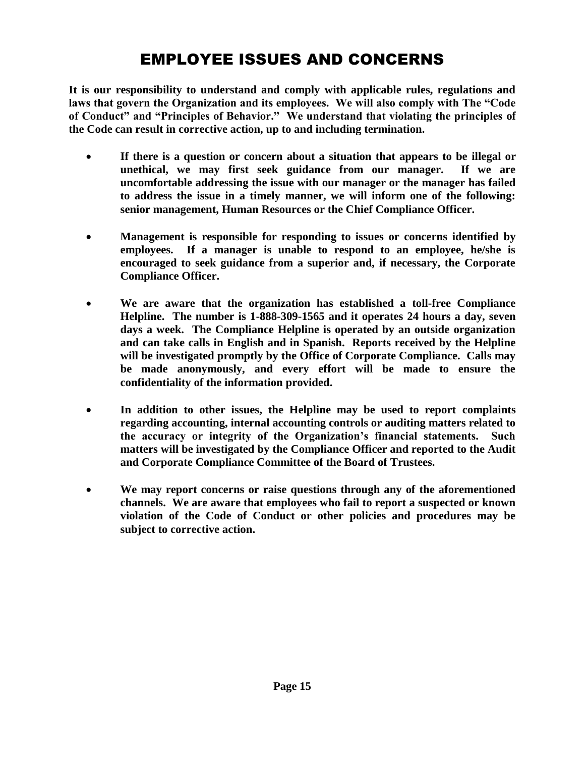# EMPLOYEE ISSUES AND CONCERNS

**It is our responsibility to understand and comply with applicable rules, regulations and laws that govern the Organization and its employees. We will also comply with The "Code of Conduct" and "Principles of Behavior." We understand that violating the principles of the Code can result in corrective action, up to and including termination.**

- **If there is a question or concern about a situation that appears to be illegal or unethical, we may first seek guidance from our manager. If we are uncomfortable addressing the issue with our manager or the manager has failed to address the issue in a timely manner, we will inform one of the following: senior management, Human Resources or the Chief Compliance Officer.**

- **Management is responsible for responding to issues or concerns identified by employees. If a manager is unable to respond to an employee, he/she is encouraged to seek guidance from a superior and, if necessary, the Corporate Compliance Officer.**

- **We are aware that the organization has established a toll-free Compliance Helpline. The number is 1-888-309-1565 and it operates 24 hours a day, seven days a week. The Compliance Helpline is operated by an outside organization and can take calls in English and in Spanish. Reports received by the Helpline will be investigated promptly by the Office of Corporate Compliance. Calls may be made anonymously, and every effort will be made to ensure the confidentiality of the information provided.**

- **In addition to other issues, the Helpline may be used to report complaints regarding accounting, internal accounting controls or auditing matters related to the accuracy or integrity of the Organization's financial statements. Such matters will be investigated by the Compliance Officer and reported to the Audit and Corporate Compliance Committee of the Board of Trustees.**

- **We may report concerns or raise questions through any of the aforementioned channels. We are aware that employees who fail to report a suspected or known violation of the Code of Conduct or other policies and procedures may be subject to corrective action.**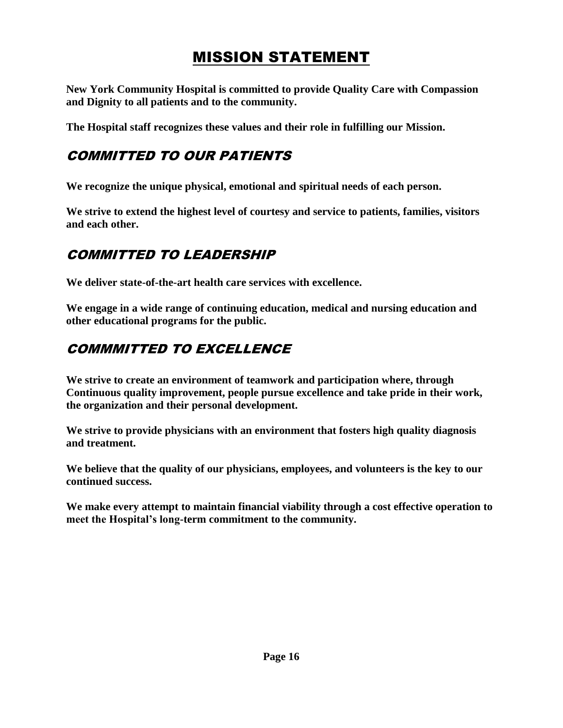# MISSION STATEMENT

**New York Community Hospital is committed to provide Quality Care with Compassion and Dignity to all patients and to the community.**

**The Hospital staff recognizes these values and their role in fulfilling our Mission.**

## *COMMITTED TO OUR PATIENTS*

**We recognize the unique physical, emotional and spiritual needs of each person.**

**We strive to extend the highest level of courtesy and service to patients, families, visitors and each other.**

## *COMMITTED TO LEADERSHIP*

**We deliver state-of-the-art health care services with excellence.**

**We engage in a wide range of continuing education, medical and nursing education and other educational programs for the public.**

## *COMMMITTED TO EXCELLENCE*

**We strive to create an environment of teamwork and participation where, through Continuous quality improvement, people pursue excellence and take pride in their work, the organization and their personal development.**

**We strive to provide physicians with an environment that fosters high quality diagnosis and treatment.**

**We believe that the quality of our physicians, employees, and volunteers is the key to our continued success.**

**We make every attempt to maintain financial viability through a cost effective operation to meet the Hospital's long-term commitment to the community.**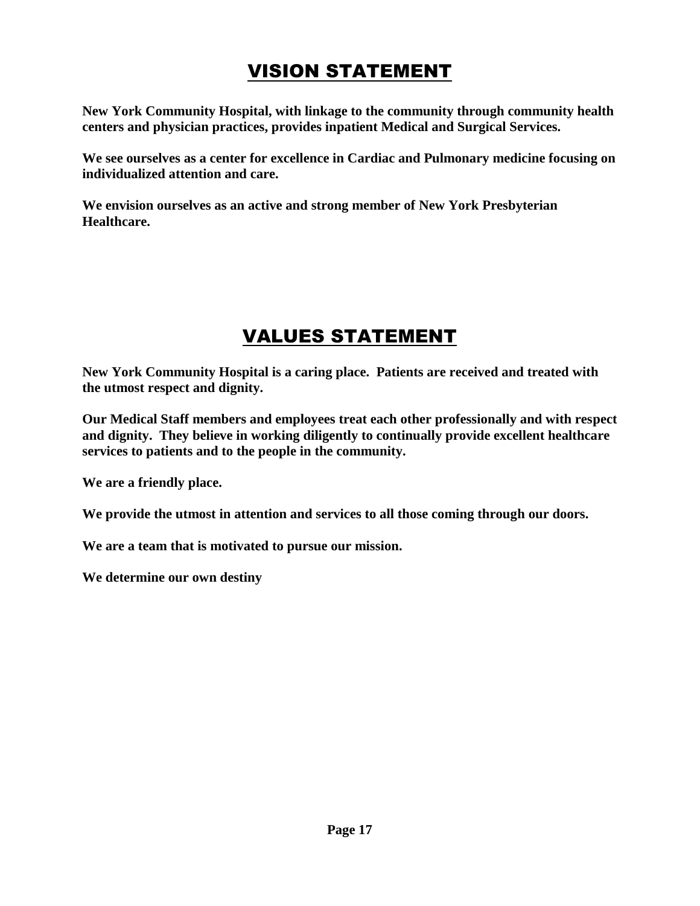# VISION STATEMENT

**New York Community Hospital, with linkage to the community through community health centers and physician practices, provides inpatient Medical and Surgical Services.**

**We see ourselves as a center for excellence in Cardiac and Pulmonary medicine focusing on individualized attention and care.**

**We envision ourselves as an active and strong member of New York Presbyterian Healthcare.**

# VALUES STATEMENT

**New York Community Hospital is a caring place. Patients are received and treated with the utmost respect and dignity.**

**Our Medical Staff members and employees treat each other professionally and with respect and dignity. They believe in working diligently to continually provide excellent healthcare services to patients and to the people in the community.**

**We are a friendly place.**

**We provide the utmost in attention and services to all those coming through our doors.**

**We are a team that is motivated to pursue our mission.**

**We determine our own destiny**